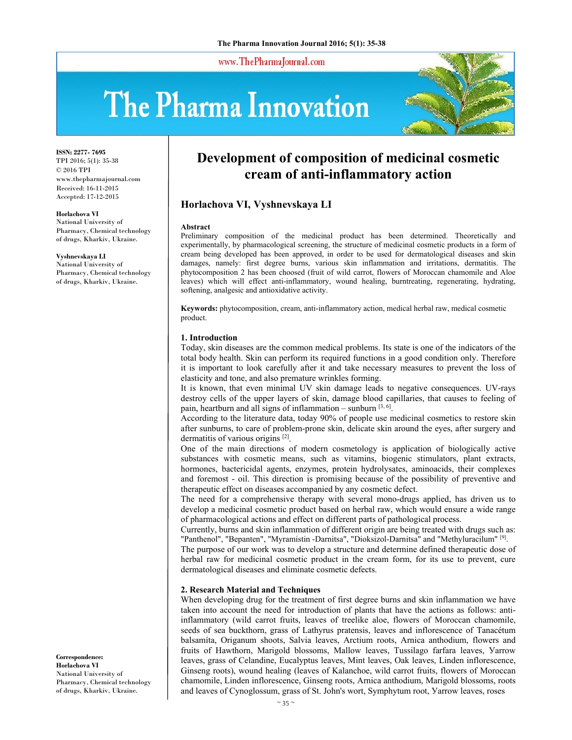ISSN: 2277- 7695
TPI 2016; 5(1): 35-38
© 2016 TPI
www.thepharmajournal.com
Received: 16-11-2015
Accepted: 17-12-2015

**Horlachova VI**
National University of Pharmacy, Chemical technology of drugs, Kharkiv, Ukraine.

**Vyshnevskaya LI**
National University of Pharmacy, Chemical technology of drugs, Kharkiv, Ukraine.

**Correspondence:**
**Horlachova VI**
National University of Pharmacy, Chemical technology of drugs, Kharkiv, Ukraine.

# Development of composition of medicinal cosmetic cream of anti-inflammatory action

## Horlachova VI, Vyshnevskaya LI

**Abstract**
Preliminary composition of the medicinal product has been determined. Theoretically and experimentally, by pharmacological screening, the structure of medicinal cosmetic products in a form of cream being developed has been approved, in order to be used for dermatological diseases and skin damages, namely: first degree burns, various skin inflammation and irritations, dermatitis. The phytocomposition 2 has been choosed (fruit of wild carrot, flowers of Moroccan chamomile and Aloe leaves) which will effect anti-inflammatory, wound healing, burntreating, regenerating, hydrating, softening, analgesic and antioxidative activity.

**Keywords:** phytocomposition, cream, anti-inflammatory action, medical herbal raw, medical cosmetic product.

### 1. Introduction
Today, skin diseases are the common medical problems. Its state is one of the indicators of the total body health. Skin can perform its required functions in a good condition only. Therefore it is important to look carefully after it and take necessary measures to prevent the loss of elasticity and tone, and also premature wrinkles forming.

It is known, that even minimal UV skin damage leads to negative consequences. UV-rays destroy cells of the upper layers of skin, damage blood capillaries, that causes to feeling of pain, heartburn and all signs of inflammation – sunburn [3, 6].

According to the literature data, today 90% of people use medicinal cosmetics to restore skin after sunburns, to care of problem-prone skin, delicate skin around the eyes, after surgery and dermatitis of various origins [2].

One of the main directions of modern cosmetology is application of biologically active substances with cosmetic means, such as vitamins, biogenic stimulators, plant extracts, hormones, bactericidal agents, enzymes, protein hydrolysates, aminoacids, their complexes and foremost - oil. This direction is promising because of the possibility of preventive and therapeutic effect on diseases accompanied by any cosmetic defect.

The need for a comprehensive therapy with several mono-drugs applied, has driven us to develop a medicinal cosmetic product based on herbal raw, which would ensure a wide range of pharmacological actions and effect on different parts of pathological process.

Currently, burns and skin inflammation of different origin are being treated with drugs such as: "Panthenol", "Bepanten", "Myramistin -Darnitsa", "Dioksizol-Darnitsa" and "Methyluracilum" [9].

The purpose of our work was to develop a structure and determine defined therapeutic dose of herbal raw for medicinal cosmetic product in the cream form, for its use to prevent, cure dermatological diseases and eliminate cosmetic defects.

### 2. Research Material and Techniques
When developing drug for the treatment of first degree burns and skin inflammation we have taken into account the need for introduction of plants that have the actions as follows: anti-inflammatory (wild carrot fruits, leaves of treelike aloe, flowers of Moroccan chamomile, seeds of sea buckthorn, grass of Lathyrus pratensis, leaves and inflorescence of Tanacétum balsamíta, Origanum shoots, Salvia leaves, Arctium roots, Arnica anthodium, flowers and fruits of Hawthorn, Marigold blossoms, Mallow leaves, Tussilago farfara leaves, Yarrow leaves, grass of Celandine, Eucalyptus leaves, Mint leaves, Oak leaves, Linden inflorescence, Ginseng roots), wound healing (leaves of Kalanchoe, wild carrot fruits, flowers of Moroccan chamomile, Linden inflorescence, Ginseng roots, Arnica anthodium, Marigold blossoms, roots and leaves of Cynoglossum, grass of St. John's wort, Symphytum root, Yarrow leaves, roses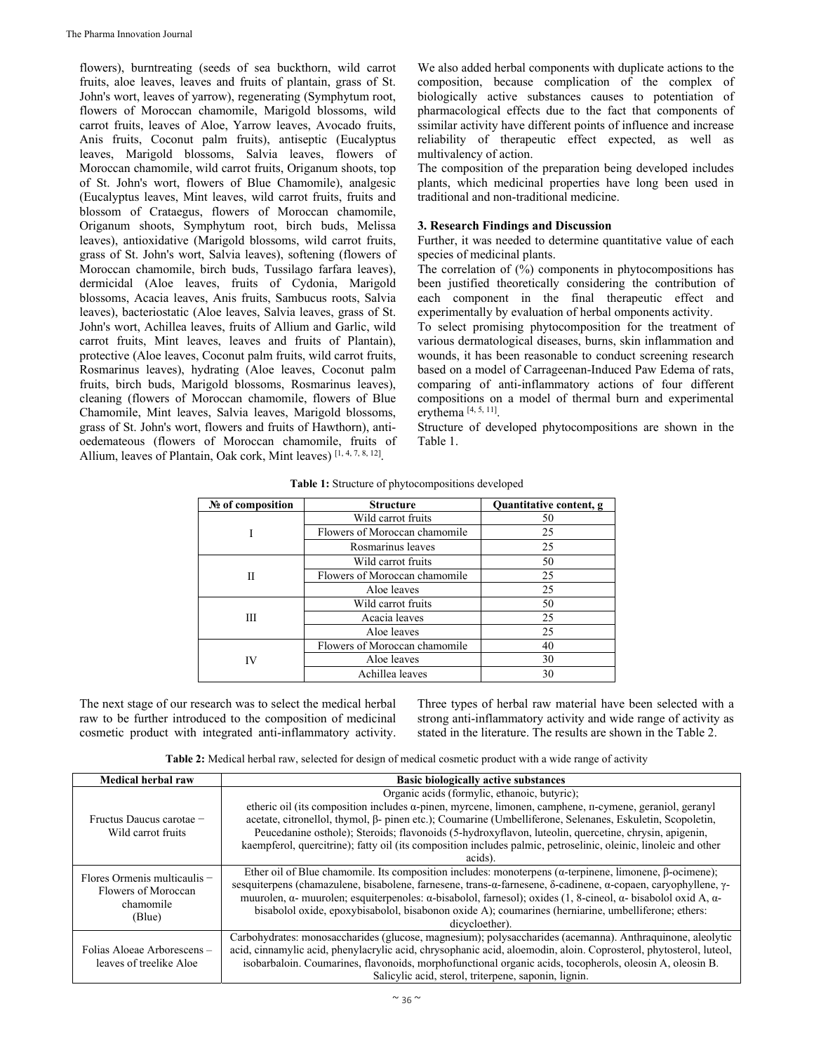flowers), burntreating (seeds of sea buckthorn, wild carrot fruits, aloe leaves, leaves and fruits of plantain, grass of St. John's wort, leaves of yarrow), regenerating (Symphytum root, flowers of Moroccan chamomile, Marigold blossoms, wild carrot fruits, leaves of Aloe, Yarrow leaves, Avocado fruits, Anis fruits, Coconut palm fruits), antiseptic (Eucalyptus leaves, Marigold blossoms, Salvia leaves, flowers of Moroccan chamomile, wild carrot fruits, Origanum shoots, top of St. John's wort, flowers of Blue Chamomile), analgesic (Eucalyptus leaves, Mint leaves, wild carrot fruits, fruits and blossom of Crataegus, flowers of Moroccan chamomile, Origanum shoots, Symphytum root, birch buds, Melissa leaves), antioxidative (Marigold blossoms, wild carrot fruits, grass of St. John's wort, Salvia leaves), softening (flowers of Moroccan chamomile, birch buds, Tussilago farfara leaves), dermicidal (Aloe leaves, fruits of Cydonia, Marigold blossoms, Acacia leaves, Anis fruits, Sambucus roots, Salvia leaves), bacteriostatic (Aloe leaves, Salvia leaves, grass of St. John's wort, Achillea leaves, fruits of Allium and Garlic, wild carrot fruits, Mint leaves, leaves and fruits of Plantain), protective (Aloe leaves, Coconut palm fruits, wild carrot fruits, Rosmarinus leaves), hydrating (Aloe leaves, Coconut palm fruits, birch buds, Marigold blossoms, Rosmarinus leaves), cleaning (flowers of Moroccan chamomile, flowers of Blue Chamomile, Mint leaves, Salvia leaves, Marigold blossoms, grass of St. John's wort, flowers and fruits of Hawthorn), anti-oedemateous (flowers of Moroccan chamomile, fruits of Allium, leaves of Plantain, Oak cork, Mint leaves) [1, 4, 7, 8, 12].

We also added herbal components with duplicate actions to the composition, because complication of the complex of biologically active substances causes to potentiation of pharmacological effects due to the fact that components of ssimilar activity have different points of influence and increase reliability of therapeutic effect expected, as well as multivalency of action.

The composition of the preparation being developed includes plants, which medicinal properties have long been used in traditional and non-traditional medicine.

### 3. Research Findings and Discussion

Further, it was needed to determine quantitative value of each species of medicinal plants.

The correlation of (%) components in phytocompositions has been justified theoretically considering the contribution of each component in the final therapeutic effect and experimentally by evaluation of herbal omponents activity.

To select promising phytocomposition for the treatment of various dermatological diseases, burns, skin inflammation and wounds, it has been reasonable to conduct screening research based on a model of Carrageenan-Induced Paw Edema of rats, comparing of anti-inflammatory actions of four different compositions on a model of thermal burn and experimental erythema [4, 5, 11].

Structure of developed phytocompositions are shown in the Table 1.

**Table 1:** Structure of phytocompositions developed

| № of composition | Structure | Quantitative content, g |
|---|---|---|
| I | Wild carrot fruits | 50 |
| | Flowers of Moroccan chamomile | 25 |
| | Rosmarinus leaves | 25 |
| II | Wild carrot fruits | 50 |
| | Flowers of Moroccan chamomile | 25 |
| | Aloe leaves | 25 |
| III | Wild carrot fruits | 50 |
| | Acacia leaves | 25 |
| | Aloe leaves | 25 |
| IV | Flowers of Moroccan chamomile | 40 |
| | Aloe leaves | 30 |
| | Achillea leaves | 30 |

The next stage of our research was to select the medical herbal raw to be further introduced to the composition of medicinal cosmetic product with integrated anti-inflammatory activity. Three types of herbal raw material have been selected with a strong anti-inflammatory activity and wide range of activity as stated in the literature. The results are shown in the Table 2.

**Table 2:** Medical herbal raw, selected for design of medical cosmetic product with a wide range of activity

| Medical herbal raw | Basic biologically active substances |
|---|---|
| Fructus Daucus carotae − Wild carrot fruits | Organic acids (formylic, ethanoic, butyric); etheric oil (its composition includes α-pinen, myrcene, limonen, camphene, п-cymene, geraniol, geranyl acetate, citronellol, thymol, β- pinen etc.); Coumarine (Umbelliferone, Selenanes, Eskuletin, Scopoletin, Peucedanine osthole); Steroids; flavonoids (5-hydroxyflavon, luteolin, quercetine, chrysin, apigenin, kaempferol, quercitrine); fatty oil (its composition includes palmic, petroselinic, oleinic, linoleic and other acids). |
| Flores Ormenis multicaulis − Flowers of Moroccan chamomile (Blue) | Ether oil of Blue chamomile. Its composition includes: monoterpens (α-terpinene, limonene, β-ocimene); sesquiterpens (chamazulene, bisabolene, farnesene, trans-α-farnesene, δ-cadinene, α-copaen, caryophyllene, γ-muurolen, α- muurolen; esquiterpenoles: α-bisabolol, farnesol); oxides (1, 8-cineol, α- bisabolol oxid A, α-bisabolol oxide, epoxybisabolol, bisabonon oxide A); coumarines (herniarine, umbelliferone; ethers: dicycloether). |
| Folias Aloeae Arborescens – leaves of treelike Aloe | Carbohydrates: monosaccharides (glucose, magnesium); polysaccharides (acemanna). Anthraquinone, aleolytic acid, cinnamylic acid, phenylacrylic acid, chrysophanic acid, aloemodin, aloin. Coprosterol, phytosterol, luteol, isobarbaloin. Coumarines, flavonoids, morphofunctional organic acids, tocopherols, oleosin A, oleosin B. Salicylic acid, sterol, triterpene, saponin, lignin. |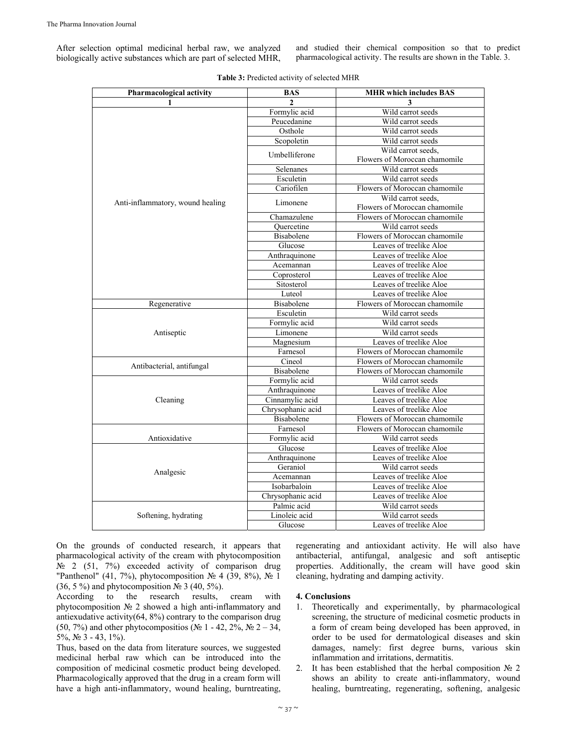After selection optimal medicinal herbal raw, we analyzed biologically active substances which are part of selected MHR, and studied their chemical composition so that to predict pharmacological activity. The results are shown in the Table. 3.

**Table 3:** Predicted activity of selected MHR

| Pharmacological activity | BAS | MHR which includes BAS |
|---|---|---|
| 1 | 2 | 3 |
| Anti-inflammatory, wound healing | Formylic acid | Wild carrot seeds |
| | Peucedanine | Wild carrot seeds |
| | Osthole | Wild carrot seeds |
| | Scopoletin | Wild carrot seeds |
| | Umbelliferone | Wild carrot seeds, Flowers of Moroccan chamomile |
| | Selenanes | Wild carrot seeds |
| | Esculetin | Wild carrot seeds |
| | Cariofilen | Flowers of Moroccan chamomile |
| | Limonene | Wild carrot seeds, Flowers of Moroccan chamomile |
| | Chamazulene | Flowers of Moroccan chamomile |
| | Quercetine | Wild carrot seeds |
| | Bisabolene | Flowers of Moroccan chamomile |
| | Glucose | Leaves of treelike Aloe |
| | Anthraquinone | Leaves of treelike Aloe |
| | Acemannan | Leaves of treelike Aloe |
| | Coprosterol | Leaves of treelike Aloe |
| | Sitosterol | Leaves of treelike Aloe |
| | Luteol | Leaves of treelike Aloe |
| Regenerative | Bisabolene | Flowers of Moroccan chamomile |
| Antiseptic | Esculetin | Wild carrot seeds |
| | Formylic acid | Wild carrot seeds |
| | Limonene | Wild carrot seeds |
| | Magnesium | Leaves of treelike Aloe |
| | Farnesol | Flowers of Moroccan chamomile |
| Antibacterial, antifungal | Cineol | Flowers of Moroccan chamomile |
| | Bisabolene | Flowers of Moroccan chamomile |
| Cleaning | Formylic acid | Wild carrot seeds |
| | Anthraquinone | Leaves of treelike Aloe |
| | Cinnamylic acid | Leaves of treelike Aloe |
| | Chrysophanic acid | Leaves of treelike Aloe |
| | Bisabolene | Flowers of Moroccan chamomile |
| Antioxidative | Farnesol | Flowers of Moroccan chamomile |
| | Formylic acid | Wild carrot seeds |
| Analgesic | Glucose | Leaves of treelike Aloe |
| | Anthraquinone | Leaves of treelike Aloe |
| | Geraniol | Wild carrot seeds |
| | Acemannan | Leaves of treelike Aloe |
| | Isobarbaloin | Leaves of treelike Aloe |
| | Chrysophanic acid | Leaves of treelike Aloe |
| Softening, hydrating | Palmic acid | Wild carrot seeds |
| | Linoleic acid | Wild carrot seeds |
| | Glucose | Leaves of treelike Aloe |

On the grounds of conducted research, it appears that pharmacological activity of the cream with phytocomposition № 2 (51, 7%) exceeded activity of comparison drug "Panthenol" (41, 7%), phytocomposition № 4 (39, 8%), № 1 (36, 5 %) and phytocomposition № 3 (40, 5%).

According to the research results, cream with phytocomposition № 2 showed a high anti-inflammatory and antiexudative activity(64, 8%) contrary to the comparison drug (50, 7%) and other phytocompositios (№ 1 - 42, 2%, № 2 – 34, 5%, № 3 - 43, 1%).

Thus, based on the data from literature sources, we suggested medicinal herbal raw which can be introduced into the composition of medicinal cosmetic product being developed. Pharmacologically approved that the drug in a cream form will have a high anti-inflammatory, wound healing, burntreating, regenerating and antioxidant activity. He will also have antibacterial, antifungal, analgesic and soft antiseptic properties. Additionally, the cream will have good skin cleaning, hydrating and damping activity.

## 4. Conclusions

1. Theoretically and experimentally, by pharmacological screening, the structure of medicinal cosmetic products in a form of cream being developed has been approved, in order to be used for dermatological diseases and skin damages, namely: first degree burns, various skin inflammation and irritations, dermatitis.
2. It has been established that the herbal composition № 2 shows an ability to create anti-inflammatory, wound healing, burntreating, regenerating, softening, analgesic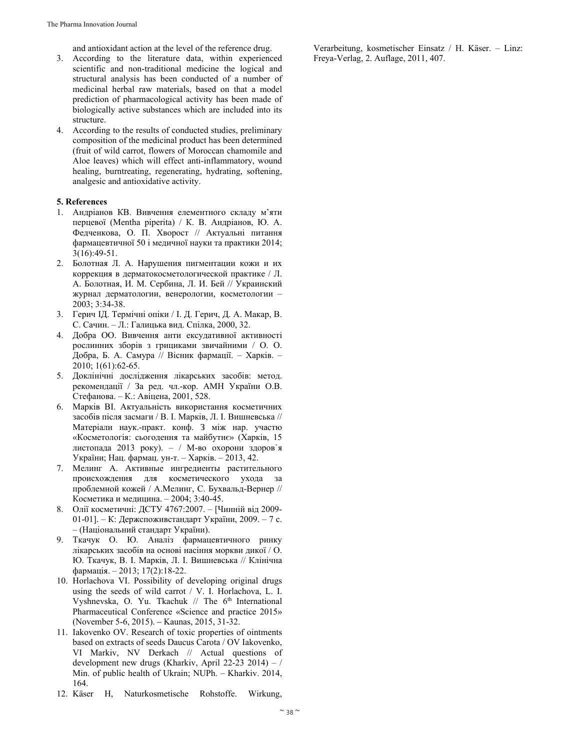and antioxidant action at the level of the reference drug.

3. According to the literature data, within experienced scientific and non-traditional medicine the logical and structural analysis has been conducted of a number of medicinal herbal raw materials, based on that a model prediction of pharmacological activity has been made of biologically active substances which are included into its structure.
4. According to the results of conducted studies, preliminary composition of the medicinal product has been determined (fruit of wild carrot, flowers of Moroccan chamomile and Aloe leaves) which will effect anti-inflammatory, wound healing, burntreating, regenerating, hydrating, softening, analgesic and antioxidative activity.

## 5. References

1. Андріанов КВ. Вивчення елементного складу м'яти перцевої (Mentha piperita) / К. В. Андріанов, Ю. А. Федченкова, О. П. Хворост // Актуальні питання фармацевтичної 50 і медичної науки та практики 2014; 3(16):49-51.
2. Болотная Л. А. Нарушения пигментации кожи и их коррекция в дерматокосметологической практике / Л. А. Болотная, И. М. Сербина, Л. И. Бей // Украинский журнал дерматологии, венерологии, косметологии – 2003; 3:34-38.
3. Герич ІД. Термічні опіки / І. Д. Герич, Д. А. Макар, В. С. Сачин. – Л.: Галицька вид. Спілка, 2000, 32.
4. Добра ОО. Вивчення анти ексудативної активності рослинних зборів з грициками звичайними / О. О. Добра, Б. А. Самура // Вісник фармації. – Харків. – 2010; 1(61):62-65.
5. Доклінічні дослідження лікарських засобів: метод. рекомендації / За ред. чл.-кор. АМН України О.В. Стефанова. – К.: Авіцена, 2001, 528.
6. Марків ВІ. Актуальність використання косметичних засобів після засмаги / В. І. Марків, Л. І. Вишневська // Матеріали наук.-практ. конф. З між нар. участю «Косметологія: сьогодення та майбутнє» (Харків, 15 листопада 2013 року). – / М-во охорони здоров`я України; Нац. фармац. ун-т. – Харків. – 2013, 42.
7. Мелинг А. Активные ингредиенты растительного происхождения для косметического ухода за проблемной кожей / А.Мелинг, С. Бухвальд-Вернер // Косметика и медицина. – 2004; 3:40-45.
8. Олії косметичні: ДСТУ 4767:2007. – [Чинній від 2009-01-01]. – К: Держспоживстандарт України, 2009. – 7 с. – (Національний стандарт України).
9. Ткачук О. Ю. Аналіз фармацевтичного ринку лікарських засобів на основі насіння моркви дикої / О. Ю. Ткачук, В. І. Марків, Л. І. Вишневська // Клінічна фармація. – 2013; 17(2):18-22.
10. Horlachova VI. Possibility of developing original drugs using the seeds of wild carrot / V. I. Horlachova, L. I. Vyshnevska, O. Yu. Tkachuk // The 6th International Pharmaceutical Conference «Science and practice 2015» (November 5-6, 2015). – Kaunas, 2015, 31-32.
11. Iakovenko OV. Research of toxic properties of ointments based on extracts of seeds Daucus Carota / OV Iakovenko, VI Markiv, NV Derkach // Actual questions of development new drugs (Kharkiv, April 22-23 2014) – / Min. of public health of Ukrain; NUPh. – Kharkiv. 2014, 164.
12. Käser H, Naturkosmetische Rohstoffe. Wirkung, Verarbeitung, kosmetischer Einsatz / H. Käser. – Linz: Freya-Verlag, 2. Auflage, 2011, 407.